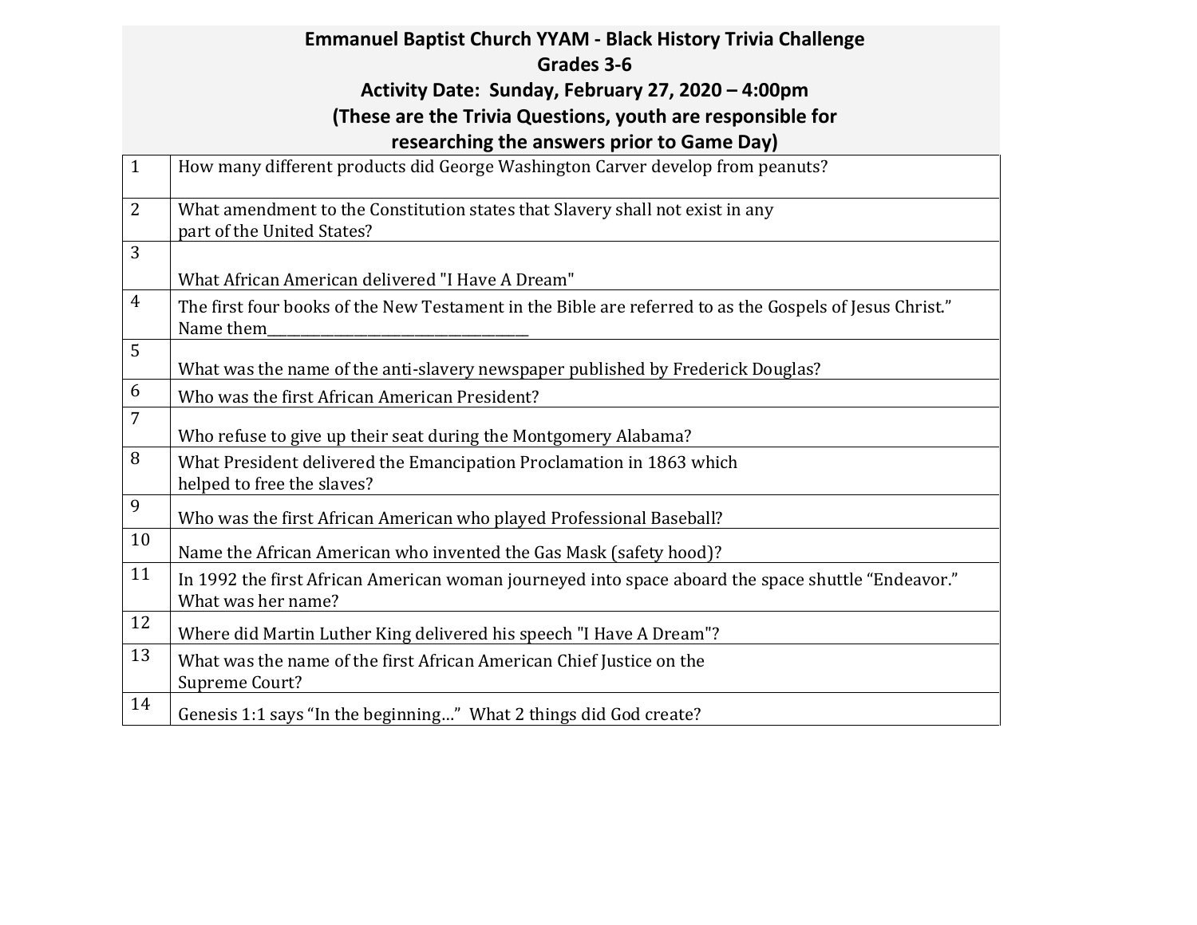# Emmanuel Baptist Church YYAM - Black History Trivia Challenge

## Grades 3-6

### Activity Date: Sunday, February 27, 2020 – 4:00pm

**(These are the Trivia Questions, youth are responsible for researching the answers prior to Game Day)**

| | |
|---|---|
| 1 | How many different products did George Washington Carver develop from peanuts? |
| 2 | What amendment to the Constitution states that Slavery shall not exist in any part of the United States? |
| 3 | What African American delivered "I Have A Dream" |
| 4 | The first four books of the New Testament in the Bible are referred to as the Gospels of Jesus Christ." Name them___________________________________ |
| 5 | What was the name of the anti-slavery newspaper published by Frederick Douglas? |
| 6 | Who was the first African American President? |
| 7 | Who refuse to give up their seat during the Montgomery Alabama? |
| 8 | What President delivered the Emancipation Proclamation in 1863 which helped to free the slaves? |
| 9 | Who was the first African American who played Professional Baseball? |
| 10 | Name the African American who invented the Gas Mask (safety hood)? |
| 11 | In 1992 the first African American woman journeyed into space aboard the space shuttle "Endeavor." What was her name? |
| 12 | Where did Martin Luther King delivered his speech "I Have A Dream"? |
| 13 | What was the name of the first African American Chief Justice on the Supreme Court? |
| 14 | Genesis 1:1 says "In the beginning…" What 2 things did God create? |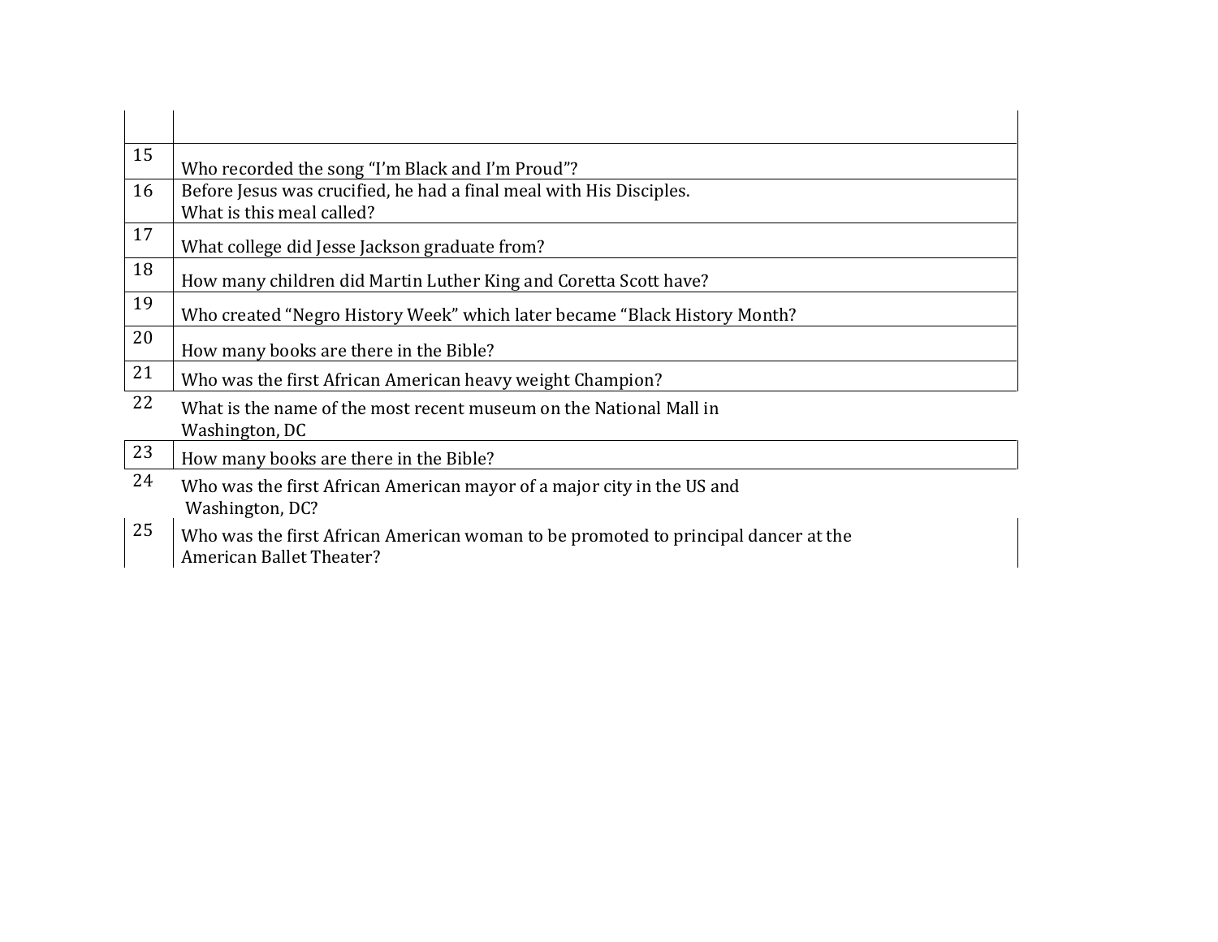| | |
|---|---|
| | |
| 15 | Who recorded the song "I'm Black and I'm Proud"? |
| 16 | Before Jesus was crucified, he had a final meal with His Disciples. What is this meal called? |
| 17 | What college did Jesse Jackson graduate from? |
| 18 | How many children did Martin Luther King and Coretta Scott have? |
| 19 | Who created "Negro History Week" which later became "Black History Month? |
| 20 | How many books are there in the Bible? |
| 21 | Who was the first African American heavy weight Champion? |
| 22 | What is the name of the most recent museum on the National Mall in Washington, DC |
| 23 | How many books are there in the Bible? |
| 24 | Who was the first African American mayor of a major city in the US and Washington, DC? |
| 25 | Who was the first African American woman to be promoted to principal dancer at the American Ballet Theater? |